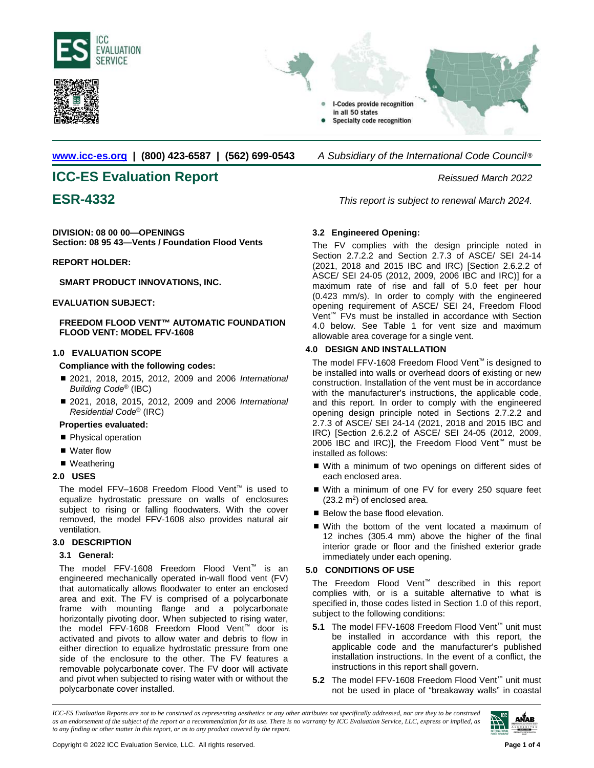www.icc-es.org | (800) 423-6587 | (562) 699-0543 *A Subsidiary of the International Code Council®*

# ICC-ES Evaluation Report

*Reissued March 2022*

# ESR-4332

*This report is subject to renewal March 2024.*

**DIVISION: 08 00 00—OPENINGS**
**Section: 08 95 43—Vents / Foundation Flood Vents**

**REPORT HOLDER:**

**SMART PRODUCT INNOVATIONS, INC.**

**EVALUATION SUBJECT:**

**FREEDOM FLOOD VENT™ AUTOMATIC FOUNDATION FLOOD VENT: MODEL FFV-1608**

## 1.0 EVALUATION SCOPE

**Compliance with the following codes:**

- 2021, 2018, 2015, 2012, 2009 and 2006 *International Building Code®* (IBC)
- 2021, 2018, 2015, 2012, 2009 and 2006 *International Residential Code®* (IRC)

**Properties evaluated:**

- Physical operation
- Water flow
- Weathering

## 2.0 USES

The model FFV–1608 Freedom Flood Vent™ is used to equalize hydrostatic pressure on walls of enclosures subject to rising or falling floodwaters. With the cover removed, the model FFV-1608 also provides natural air ventilation.

## 3.0 DESCRIPTION

### 3.1 General:

The model FFV-1608 Freedom Flood Vent™ is an engineered mechanically operated in-wall flood vent (FV) that automatically allows floodwater to enter an enclosed area and exit. The FV is comprised of a polycarbonate frame with mounting flange and a polycarbonate horizontally pivoting door. When subjected to rising water, the model FFV-1608 Freedom Flood Vent™ door is activated and pivots to allow water and debris to flow in either direction to equalize hydrostatic pressure from one side of the enclosure to the other. The FV features a removable polycarbonate cover. The FV door will activate and pivot when subjected to rising water with or without the polycarbonate cover installed.

### 3.2 Engineered Opening:

The FV complies with the design principle noted in Section 2.7.2.2 and Section 2.7.3 of ASCE/ SEI 24-14 (2021, 2018 and 2015 IBC and IRC) [Section 2.6.2.2 of ASCE/ SEI 24-05 (2012, 2009, 2006 IBC and IRC)] for a maximum rate of rise and fall of 5.0 feet per hour (0.423 mm/s). In order to comply with the engineered opening requirement of ASCE/ SEI 24, Freedom Flood Vent™ FVs must be installed in accordance with Section 4.0 below. See Table 1 for vent size and maximum allowable area coverage for a single vent.

## 4.0 DESIGN AND INSTALLATION

The model FFV-1608 Freedom Flood Vent™ is designed to be installed into walls or overhead doors of existing or new construction. Installation of the vent must be in accordance with the manufacturer's instructions, the applicable code, and this report. In order to comply with the engineered opening design principle noted in Sections 2.7.2.2 and 2.7.3 of ASCE/ SEI 24-14 (2021, 2018 and 2015 IBC and IRC) [Section 2.6.2.2 of ASCE/ SEI 24-05 (2012, 2009, 2006 IBC and IRC)], the Freedom Flood Vent™ must be installed as follows:

- With a minimum of two openings on different sides of each enclosed area.
- With a minimum of one FV for every 250 square feet (23.2 m$^2$) of enclosed area.
- Below the base flood elevation.
- With the bottom of the vent located a maximum of 12 inches (305.4 mm) above the higher of the final interior grade or floor and the finished exterior grade immediately under each opening.

## 5.0 CONDITIONS OF USE

The Freedom Flood Vent™ described in this report complies with, or is a suitable alternative to what is specified in, those codes listed in Section 1.0 of this report, subject to the following conditions:

**5.1** The model FFV-1608 Freedom Flood Vent™ unit must be installed in accordance with this report, the applicable code and the manufacturer's published installation instructions. In the event of a conflict, the instructions in this report shall govern.

**5.2** The model FFV-1608 Freedom Flood Vent™ unit must not be used in place of "breakaway walls" in coastal

*ICC-ES Evaluation Reports are not to be construed as representing aesthetics or any other attributes not specifically addressed, nor are they to be construed as an endorsement of the subject of the report or a recommendation for its use. There is no warranty by ICC Evaluation Service, LLC, express or implied, as to any finding or other matter in this report, or as to any product covered by the report.*

Copyright © 2022 ICC Evaluation Service, LLC. All rights reserved.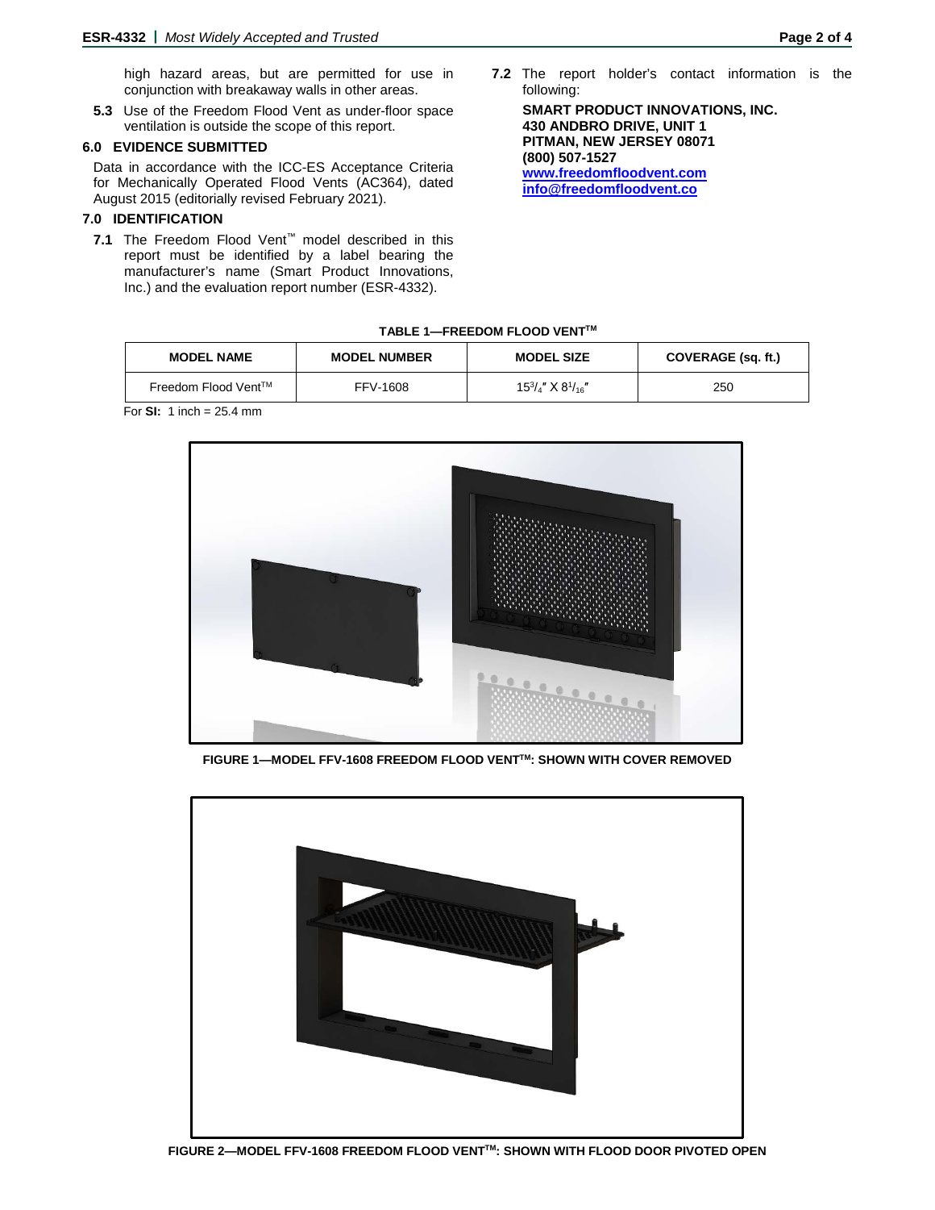high hazard areas, but are permitted for use in conjunction with breakaway walls in other areas.

**5.3** Use of the Freedom Flood Vent as under-floor space ventilation is outside the scope of this report.

## 6.0 EVIDENCE SUBMITTED

Data in accordance with the ICC-ES Acceptance Criteria for Mechanically Operated Flood Vents (AC364), dated August 2015 (editorially revised February 2021).

## 7.0 IDENTIFICATION

**7.1** The Freedom Flood Vent™ model described in this report must be identified by a label bearing the manufacturer's name (Smart Product Innovations, Inc.) and the evaluation report number (ESR-4332).

**7.2** The report holder's contact information is the following:

**SMART PRODUCT INNOVATIONS, INC.**
**430 ANDBRO DRIVE, UNIT 1**
**PITMAN, NEW JERSEY 08071**
**(800) 507-1527**
**www.freedomfloodvent.com**
**info@freedomfloodvent.co**

**TABLE 1—FREEDOM FLOOD VENT™**

| MODEL NAME | MODEL NUMBER | MODEL SIZE | COVERAGE (sq. ft.) |
| --- | --- | --- | --- |
| Freedom Flood Vent™ | FFV-1608 | $15^3/_4$" X $8^1/_{16}$" | 250 |

For **SI:** 1 inch = 25.4 mm

**FIGURE 1—MODEL FFV-1608 FREEDOM FLOOD VENT™: SHOWN WITH COVER REMOVED**

**FIGURE 2—MODEL FFV-1608 FREEDOM FLOOD VENT™: SHOWN WITH FLOOD DOOR PIVOTED OPEN**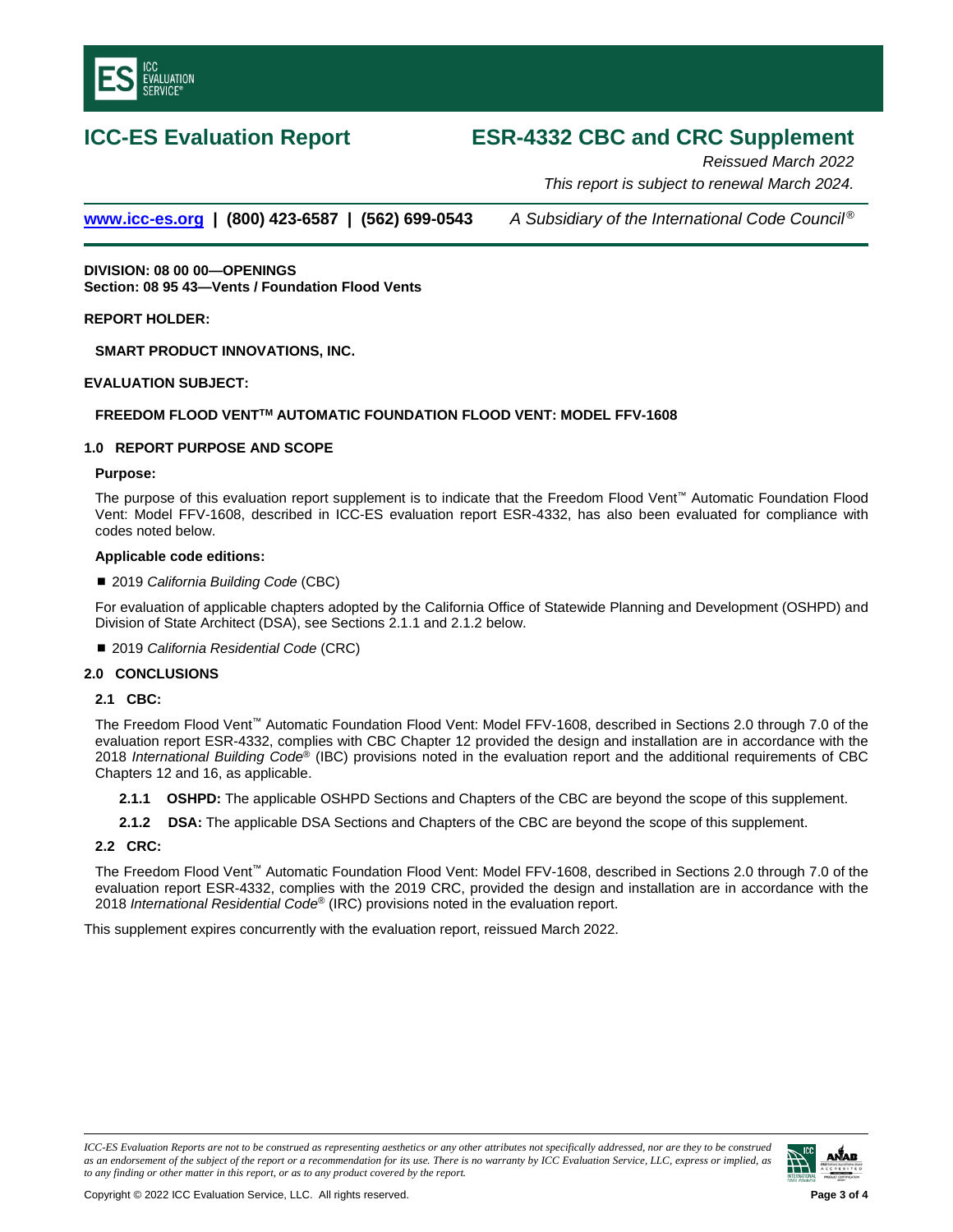# ICC-ES Evaluation Report

# ESR-4332 CBC and CRC Supplement

*Reissued March 2022*

*This report is subject to renewal March 2024.*

**www.icc-es.org | (800) 423-6587 | (562) 699-0543** *A Subsidiary of the International Code Council®*

**DIVISION: 08 00 00—OPENINGS**
**Section: 08 95 43—Vents / Foundation Flood Vents**

**REPORT HOLDER:**

**SMART PRODUCT INNOVATIONS, INC.**

**EVALUATION SUBJECT:**

**FREEDOM FLOOD VENT™ AUTOMATIC FOUNDATION FLOOD VENT: MODEL FFV-1608**

## 1.0 REPORT PURPOSE AND SCOPE

**Purpose:**

The purpose of this evaluation report supplement is to indicate that the Freedom Flood Vent™ Automatic Foundation Flood Vent: Model FFV-1608, described in ICC-ES evaluation report ESR-4332, has also been evaluated for compliance with codes noted below.

**Applicable code editions:**

- 2019 *California Building Code* (CBC)

For evaluation of applicable chapters adopted by the California Office of Statewide Planning and Development (OSHPD) and Division of State Architect (DSA), see Sections 2.1.1 and 2.1.2 below.

- 2019 *California Residential Code* (CRC)

## 2.0 CONCLUSIONS

### 2.1 CBC:

The Freedom Flood Vent™ Automatic Foundation Flood Vent: Model FFV-1608, described in Sections 2.0 through 7.0 of the evaluation report ESR-4332, complies with CBC Chapter 12 provided the design and installation are in accordance with the 2018 *International Building Code®* (IBC) provisions noted in the evaluation report and the additional requirements of CBC Chapters 12 and 16, as applicable.

**2.1.1 OSHPD:** The applicable OSHPD Sections and Chapters of the CBC are beyond the scope of this supplement.

**2.1.2 DSA:** The applicable DSA Sections and Chapters of the CBC are beyond the scope of this supplement.

### 2.2 CRC:

The Freedom Flood Vent™ Automatic Foundation Flood Vent: Model FFV-1608, described in Sections 2.0 through 7.0 of the evaluation report ESR-4332, complies with the 2019 CRC, provided the design and installation are in accordance with the 2018 *International Residential Code®* (IRC) provisions noted in the evaluation report.

This supplement expires concurrently with the evaluation report, reissued March 2022.

*ICC-ES Evaluation Reports are not to be construed as representing aesthetics or any other attributes not specifically addressed, nor are they to be construed as an endorsement of the subject of the report or a recommendation for its use. There is no warranty by ICC Evaluation Service, LLC, express or implied, as to any finding or other matter in this report, or as to any product covered by the report.*

Copyright © 2022 ICC Evaluation Service, LLC. All rights reserved.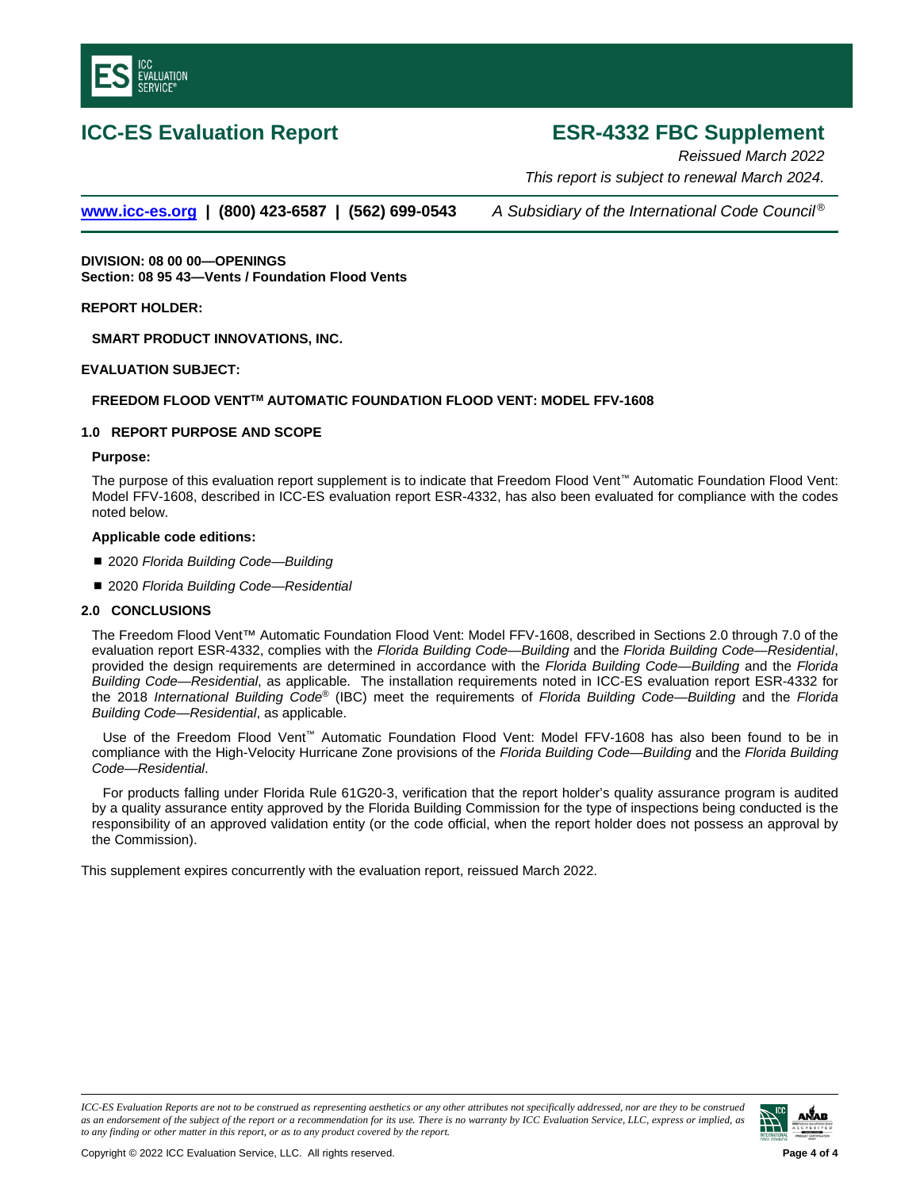# ICC-ES Evaluation Report

# ESR-4332 FBC Supplement

*Reissued March 2022*

*This report is subject to renewal March 2024.*

www.icc-es.org | (800) 423-6587 | (562) 699-0543 *A Subsidiary of the International Code Council®*

**DIVISION: 08 00 00—OPENINGS**
**Section: 08 95 43—Vents / Foundation Flood Vents**

**REPORT HOLDER:**

**SMART PRODUCT INNOVATIONS, INC.**

**EVALUATION SUBJECT:**

**FREEDOM FLOOD VENT™ AUTOMATIC FOUNDATION FLOOD VENT: MODEL FFV-1608**

## 1.0 REPORT PURPOSE AND SCOPE

**Purpose:**

The purpose of this evaluation report supplement is to indicate that Freedom Flood Vent™ Automatic Foundation Flood Vent: Model FFV-1608, described in ICC-ES evaluation report ESR-4332, has also been evaluated for compliance with the codes noted below.

**Applicable code editions:**

- 2020 *Florida Building Code—Building*
- 2020 *Florida Building Code—Residential*

## 2.0 CONCLUSIONS

The Freedom Flood Vent™ Automatic Foundation Flood Vent: Model FFV-1608, described in Sections 2.0 through 7.0 of the evaluation report ESR-4332, complies with the *Florida Building Code—Building* and the *Florida Building Code—Residential*, provided the design requirements are determined in accordance with the *Florida Building Code—Building* and the *Florida Building Code—Residential*, as applicable. The installation requirements noted in ICC-ES evaluation report ESR-4332 for the 2018 *International Building Code®* (IBC) meet the requirements of *Florida Building Code—Building* and the *Florida Building Code—Residential*, as applicable.

Use of the Freedom Flood Vent™ Automatic Foundation Flood Vent: Model FFV-1608 has also been found to be in compliance with the High-Velocity Hurricane Zone provisions of the *Florida Building Code—Building* and the *Florida Building Code—Residential*.

For products falling under Florida Rule 61G20-3, verification that the report holder's quality assurance program is audited by a quality assurance entity approved by the Florida Building Commission for the type of inspections being conducted is the responsibility of an approved validation entity (or the code official, when the report holder does not possess an approval by the Commission).

This supplement expires concurrently with the evaluation report, reissued March 2022.

*ICC-ES Evaluation Reports are not to be construed as representing aesthetics or any other attributes not specifically addressed, nor are they to be construed as an endorsement of the subject of the report or a recommendation for its use. There is no warranty by ICC Evaluation Service, LLC, express or implied, as to any finding or other matter in this report, or as to any product covered by the report.*

Copyright © 2022 ICC Evaluation Service, LLC. All rights reserved.